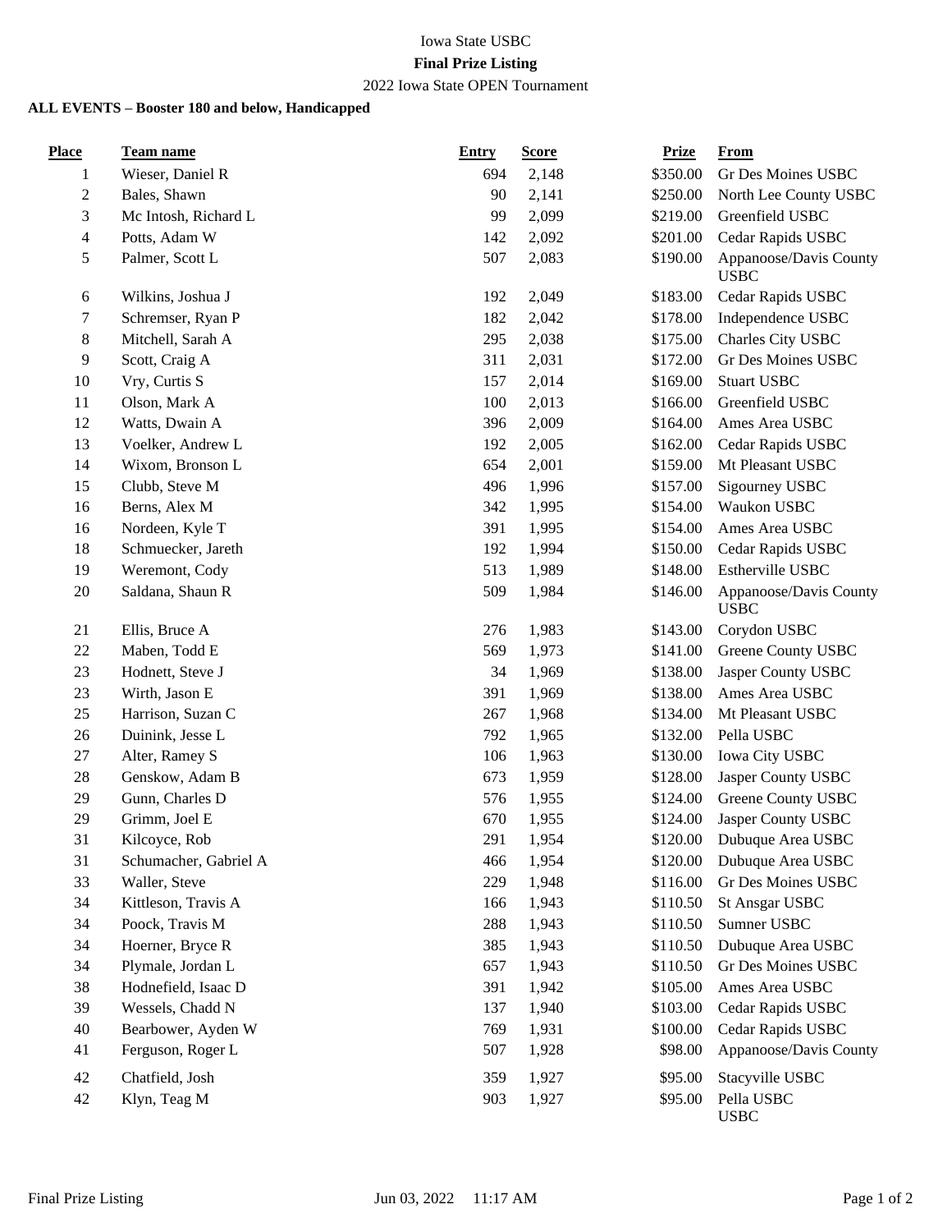Iowa State USBC

**Final Prize Listing**

2022 Iowa State OPEN Tournament

**ALL EVENTS – Booster 180 and below, Handicapped**

| Place | Team name | Entry | Score | Prize | From |
|---|---|---|---|---|---|
| 1 | Wieser, Daniel R | 694 | 2,148 | $350.00 | Gr Des Moines USBC |
| 2 | Bales, Shawn | 90 | 2,141 | $250.00 | North Lee County USBC |
| 3 | Mc Intosh, Richard L | 99 | 2,099 | $219.00 | Greenfield USBC |
| 4 | Potts, Adam W | 142 | 2,092 | $201.00 | Cedar Rapids USBC |
| 5 | Palmer, Scott L | 507 | 2,083 | $190.00 | Appanoose/Davis County USBC |
| 6 | Wilkins, Joshua J | 192 | 2,049 | $183.00 | Cedar Rapids USBC |
| 7 | Schremser, Ryan P | 182 | 2,042 | $178.00 | Independence USBC |
| 8 | Mitchell, Sarah A | 295 | 2,038 | $175.00 | Charles City USBC |
| 9 | Scott, Craig A | 311 | 2,031 | $172.00 | Gr Des Moines USBC |
| 10 | Vry, Curtis S | 157 | 2,014 | $169.00 | Stuart USBC |
| 11 | Olson, Mark A | 100 | 2,013 | $166.00 | Greenfield USBC |
| 12 | Watts, Dwain A | 396 | 2,009 | $164.00 | Ames Area USBC |
| 13 | Voelker, Andrew L | 192 | 2,005 | $162.00 | Cedar Rapids USBC |
| 14 | Wixom, Bronson L | 654 | 2,001 | $159.00 | Mt Pleasant USBC |
| 15 | Clubb, Steve M | 496 | 1,996 | $157.00 | Sigourney USBC |
| 16 | Berns, Alex M | 342 | 1,995 | $154.00 | Waukon USBC |
| 16 | Nordeen, Kyle T | 391 | 1,995 | $154.00 | Ames Area USBC |
| 18 | Schmuecker, Jareth | 192 | 1,994 | $150.00 | Cedar Rapids USBC |
| 19 | Weremont, Cody | 513 | 1,989 | $148.00 | Estherville USBC |
| 20 | Saldana, Shaun R | 509 | 1,984 | $146.00 | Appanoose/Davis County USBC |
| 21 | Ellis, Bruce A | 276 | 1,983 | $143.00 | Corydon USBC |
| 22 | Maben, Todd E | 569 | 1,973 | $141.00 | Greene County USBC |
| 23 | Hodnett, Steve J | 34 | 1,969 | $138.00 | Jasper County USBC |
| 23 | Wirth, Jason E | 391 | 1,969 | $138.00 | Ames Area USBC |
| 25 | Harrison, Suzan C | 267 | 1,968 | $134.00 | Mt Pleasant USBC |
| 26 | Duinink, Jesse L | 792 | 1,965 | $132.00 | Pella USBC |
| 27 | Alter, Ramey S | 106 | 1,963 | $130.00 | Iowa City USBC |
| 28 | Genskow, Adam B | 673 | 1,959 | $128.00 | Jasper County USBC |
| 29 | Gunn, Charles D | 576 | 1,955 | $124.00 | Greene County USBC |
| 29 | Grimm, Joel E | 670 | 1,955 | $124.00 | Jasper County USBC |
| 31 | Kilcoyce, Rob | 291 | 1,954 | $120.00 | Dubuque Area USBC |
| 31 | Schumacher, Gabriel A | 466 | 1,954 | $120.00 | Dubuque Area USBC |
| 33 | Waller, Steve | 229 | 1,948 | $116.00 | Gr Des Moines USBC |
| 34 | Kittleson, Travis A | 166 | 1,943 | $110.50 | St Ansgar USBC |
| 34 | Poock, Travis M | 288 | 1,943 | $110.50 | Sumner USBC |
| 34 | Hoerner, Bryce R | 385 | 1,943 | $110.50 | Dubuque Area USBC |
| 34 | Plymale, Jordan L | 657 | 1,943 | $110.50 | Gr Des Moines USBC |
| 38 | Hodnefield, Isaac D | 391 | 1,942 | $105.00 | Ames Area USBC |
| 39 | Wessels, Chadd N | 137 | 1,940 | $103.00 | Cedar Rapids USBC |
| 40 | Bearbower, Ayden W | 769 | 1,931 | $100.00 | Cedar Rapids USBC |
| 41 | Ferguson, Roger L | 507 | 1,928 | $98.00 | Appanoose/Davis County USBC |
| 42 | Chatfield, Josh | 359 | 1,927 | $95.00 | Stacyville USBC |
| 42 | Klyn, Teag M | 903 | 1,927 | $95.00 | Pella USBC |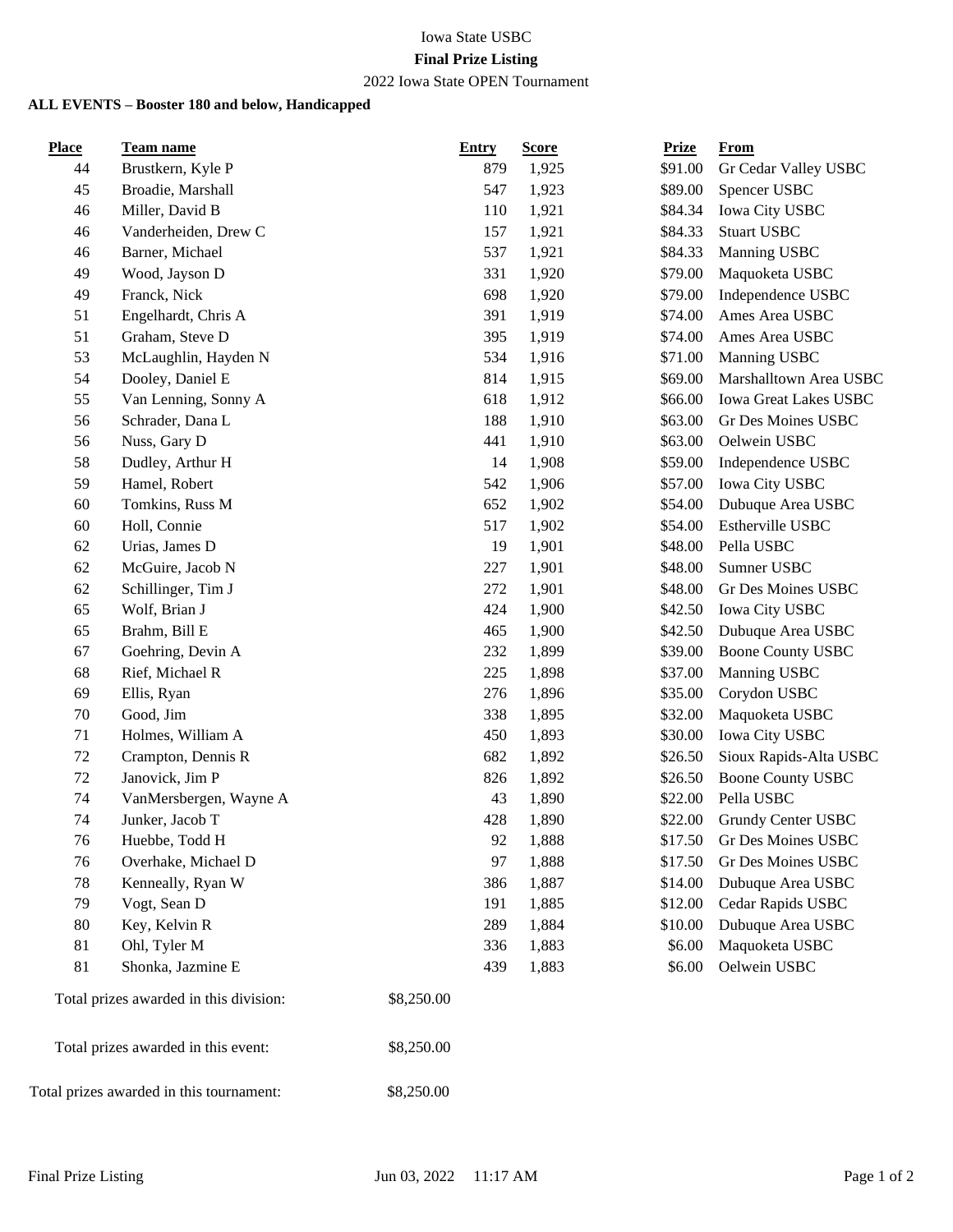Iowa State USBC

**Final Prize Listing**

2022 Iowa State OPEN Tournament

**ALL EVENTS – Booster 180 and below, Handicapped**

| Place | Team name | Entry | Score | Prize | From |
|---|---|---|---|---|---|
| 44 | Brustkern, Kyle P | 879 | 1,925 | $91.00 | Gr Cedar Valley USBC |
| 45 | Broadie, Marshall | 547 | 1,923 | $89.00 | Spencer USBC |
| 46 | Miller, David B | 110 | 1,921 | $84.34 | Iowa City USBC |
| 46 | Vanderheiden, Drew C | 157 | 1,921 | $84.33 | Stuart USBC |
| 46 | Barner, Michael | 537 | 1,921 | $84.33 | Manning USBC |
| 49 | Wood, Jayson D | 331 | 1,920 | $79.00 | Maquoketa USBC |
| 49 | Franck, Nick | 698 | 1,920 | $79.00 | Independence USBC |
| 51 | Engelhardt, Chris A | 391 | 1,919 | $74.00 | Ames Area USBC |
| 51 | Graham, Steve D | 395 | 1,919 | $74.00 | Ames Area USBC |
| 53 | McLaughlin, Hayden N | 534 | 1,916 | $71.00 | Manning USBC |
| 54 | Dooley, Daniel E | 814 | 1,915 | $69.00 | Marshalltown Area USBC |
| 55 | Van Lenning, Sonny A | 618 | 1,912 | $66.00 | Iowa Great Lakes USBC |
| 56 | Schrader, Dana L | 188 | 1,910 | $63.00 | Gr Des Moines USBC |
| 56 | Nuss, Gary D | 441 | 1,910 | $63.00 | Oelwein USBC |
| 58 | Dudley, Arthur H | 14 | 1,908 | $59.00 | Independence USBC |
| 59 | Hamel, Robert | 542 | 1,906 | $57.00 | Iowa City USBC |
| 60 | Tomkins, Russ M | 652 | 1,902 | $54.00 | Dubuque Area USBC |
| 60 | Holl, Connie | 517 | 1,902 | $54.00 | Estherville USBC |
| 62 | Urias, James D | 19 | 1,901 | $48.00 | Pella USBC |
| 62 | McGuire, Jacob N | 227 | 1,901 | $48.00 | Sumner USBC |
| 62 | Schillinger, Tim J | 272 | 1,901 | $48.00 | Gr Des Moines USBC |
| 65 | Wolf, Brian J | 424 | 1,900 | $42.50 | Iowa City USBC |
| 65 | Brahm, Bill E | 465 | 1,900 | $42.50 | Dubuque Area USBC |
| 67 | Goehring, Devin A | 232 | 1,899 | $39.00 | Boone County USBC |
| 68 | Rief, Michael R | 225 | 1,898 | $37.00 | Manning USBC |
| 69 | Ellis, Ryan | 276 | 1,896 | $35.00 | Corydon USBC |
| 70 | Good, Jim | 338 | 1,895 | $32.00 | Maquoketa USBC |
| 71 | Holmes, William A | 450 | 1,893 | $30.00 | Iowa City USBC |
| 72 | Crampton, Dennis R | 682 | 1,892 | $26.50 | Sioux Rapids-Alta USBC |
| 72 | Janovick, Jim P | 826 | 1,892 | $26.50 | Boone County USBC |
| 74 | VanMersbergen, Wayne A | 43 | 1,890 | $22.00 | Pella USBC |
| 74 | Junker, Jacob T | 428 | 1,890 | $22.00 | Grundy Center USBC |
| 76 | Huebbe, Todd H | 92 | 1,888 | $17.50 | Gr Des Moines USBC |
| 76 | Overhake, Michael D | 97 | 1,888 | $17.50 | Gr Des Moines USBC |
| 78 | Kenneally, Ryan W | 386 | 1,887 | $14.00 | Dubuque Area USBC |
| 79 | Vogt, Sean D | 191 | 1,885 | $12.00 | Cedar Rapids USBC |
| 80 | Key, Kelvin R | 289 | 1,884 | $10.00 | Dubuque Area USBC |
| 81 | Ohl, Tyler M | 336 | 1,883 | $6.00 | Maquoketa USBC |
| 81 | Shonka, Jazmine E | 439 | 1,883 | $6.00 | Oelwein USBC |

Total prizes awarded in this division: $8,250.00

Total prizes awarded in this event: $8,250.00

Total prizes awarded in this tournament: $8,250.00